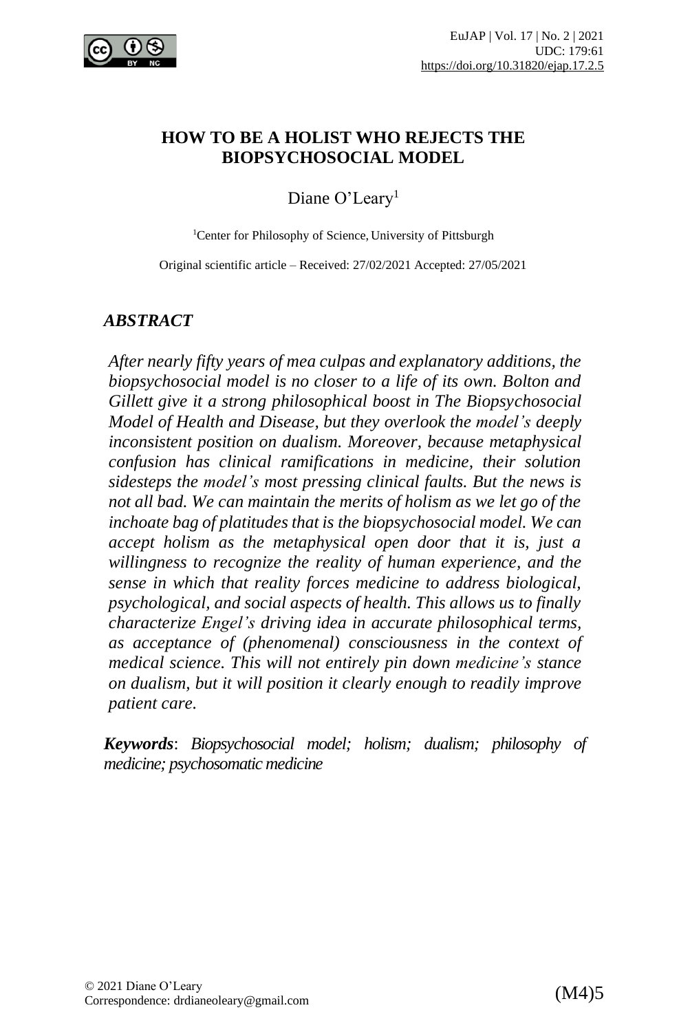# HOW TO BE A HOLIST WHO REJECTS THE BIOPSYCHOSOCIAL MODEL

Diane O'Leary[1]

[1]Center for Philosophy of Science, University of Pittsburgh

Original scientific article – Received: 27/02/2021 Accepted: 27/05/2021

## *ABSTRACT*

*After nearly fifty years of mea culpas and explanatory additions, the biopsychosocial model is no closer to a life of its own. Bolton and Gillett give it a strong philosophical boost in The Biopsychosocial Model of Health and Disease, but they overlook the model's deeply inconsistent position on dualism. Moreover, because metaphysical confusion has clinical ramifications in medicine, their solution sidesteps the model's most pressing clinical faults. But the news is not all bad. We can maintain the merits of holism as we let go of the inchoate bag of platitudes that is the biopsychosocial model. We can accept holism as the metaphysical open door that it is, just a willingness to recognize the reality of human experience, and the sense in which that reality forces medicine to address biological, psychological, and social aspects of health. This allows us to finally characterize Engel's driving idea in accurate philosophical terms, as acceptance of (phenomenal) consciousness in the context of medical science. This will not entirely pin down medicine's stance on dualism, but it will position it clearly enough to readily improve patient care.*

***Keywords***: *Biopsychosocial model; holism; dualism; philosophy of medicine; psychosomatic medicine*

© 2021 Diane O'Leary
Correspondence: drdianeoleary@gmail.com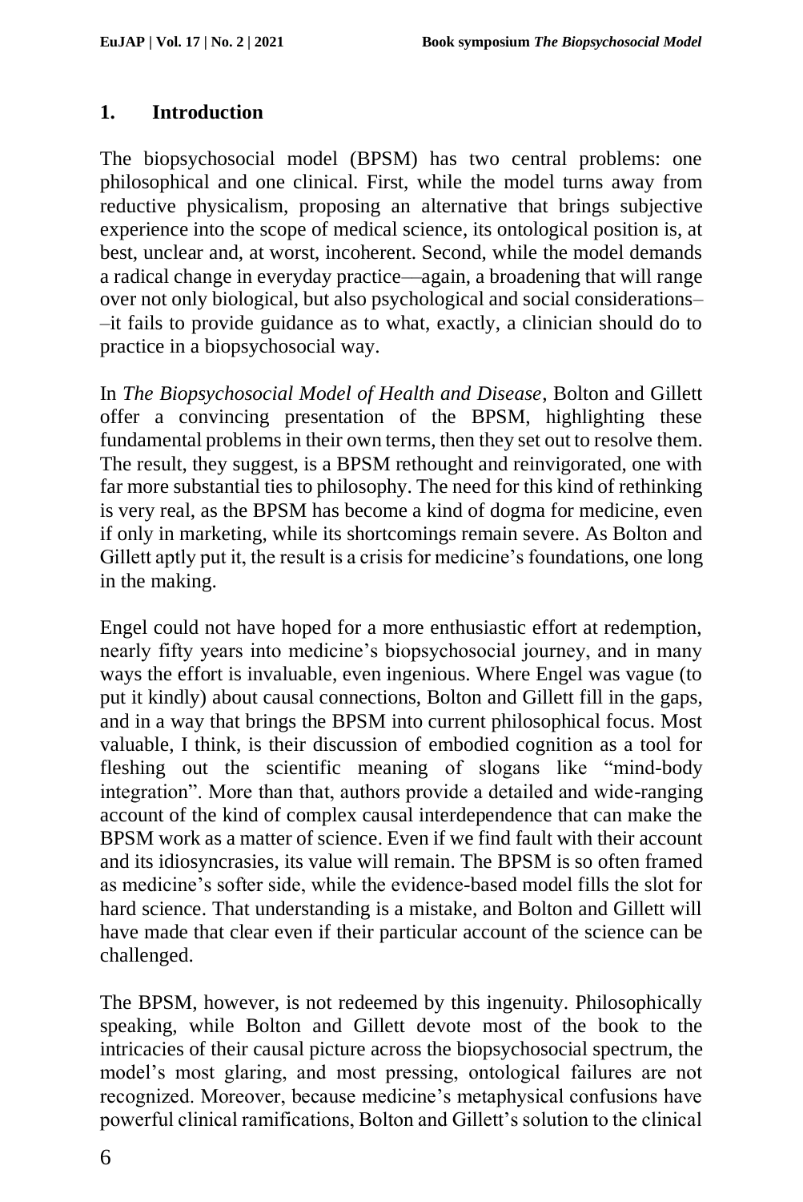## 1. Introduction

The biopsychosocial model (BPSM) has two central problems: one philosophical and one clinical. First, while the model turns away from reductive physicalism, proposing an alternative that brings subjective experience into the scope of medical science, its ontological position is, at best, unclear and, at worst, incoherent. Second, while the model demands a radical change in everyday practice—again, a broadening that will range over not only biological, but also psychological and social considerations––it fails to provide guidance as to what, exactly, a clinician should do to practice in a biopsychosocial way.

In *The Biopsychosocial Model of Health and Disease*, Bolton and Gillett offer a convincing presentation of the BPSM, highlighting these fundamental problems in their own terms, then they set out to resolve them. The result, they suggest, is a BPSM rethought and reinvigorated, one with far more substantial ties to philosophy. The need for this kind of rethinking is very real, as the BPSM has become a kind of dogma for medicine, even if only in marketing, while its shortcomings remain severe. As Bolton and Gillett aptly put it, the result is a crisis for medicine's foundations, one long in the making.

Engel could not have hoped for a more enthusiastic effort at redemption, nearly fifty years into medicine's biopsychosocial journey, and in many ways the effort is invaluable, even ingenious. Where Engel was vague (to put it kindly) about causal connections, Bolton and Gillett fill in the gaps, and in a way that brings the BPSM into current philosophical focus. Most valuable, I think, is their discussion of embodied cognition as a tool for fleshing out the scientific meaning of slogans like "mind-body integration". More than that, authors provide a detailed and wide-ranging account of the kind of complex causal interdependence that can make the BPSM work as a matter of science. Even if we find fault with their account and its idiosyncrasies, its value will remain. The BPSM is so often framed as medicine's softer side, while the evidence-based model fills the slot for hard science. That understanding is a mistake, and Bolton and Gillett will have made that clear even if their particular account of the science can be challenged.

The BPSM, however, is not redeemed by this ingenuity. Philosophically speaking, while Bolton and Gillett devote most of the book to the intricacies of their causal picture across the biopsychosocial spectrum, the model's most glaring, and most pressing, ontological failures are not recognized. Moreover, because medicine's metaphysical confusions have powerful clinical ramifications, Bolton and Gillett's solution to the clinical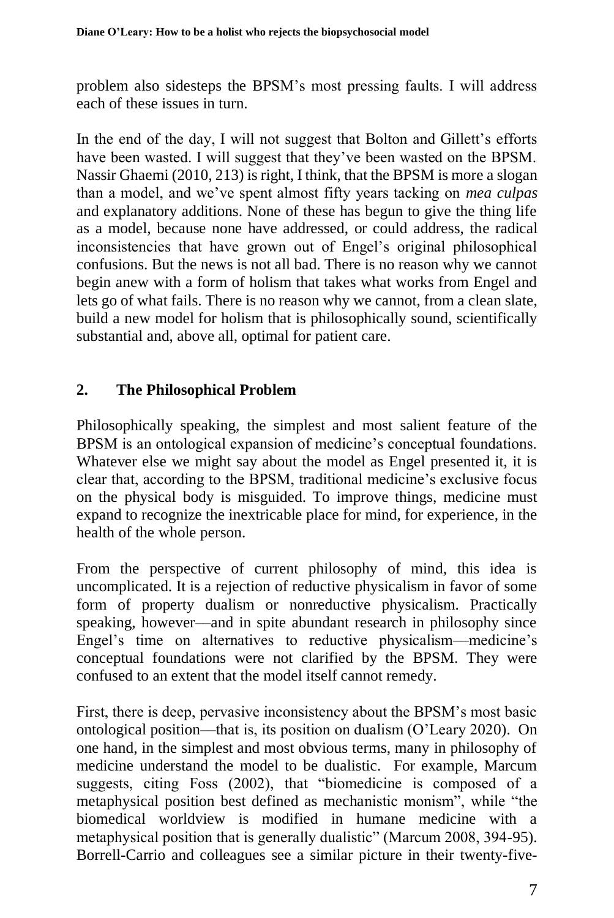problem also sidesteps the BPSM's most pressing faults. I will address each of these issues in turn.

In the end of the day, I will not suggest that Bolton and Gillett's efforts have been wasted. I will suggest that they've been wasted on the BPSM. Nassir Ghaemi (2010, 213) is right, I think, that the BPSM is more a slogan than a model, and we've spent almost fifty years tacking on *mea culpas* and explanatory additions. None of these has begun to give the thing life as a model, because none have addressed, or could address, the radical inconsistencies that have grown out of Engel's original philosophical confusions. But the news is not all bad. There is no reason why we cannot begin anew with a form of holism that takes what works from Engel and lets go of what fails. There is no reason why we cannot, from a clean slate, build a new model for holism that is philosophically sound, scientifically substantial and, above all, optimal for patient care.

## 2. The Philosophical Problem

Philosophically speaking, the simplest and most salient feature of the BPSM is an ontological expansion of medicine's conceptual foundations. Whatever else we might say about the model as Engel presented it, it is clear that, according to the BPSM, traditional medicine's exclusive focus on the physical body is misguided. To improve things, medicine must expand to recognize the inextricable place for mind, for experience, in the health of the whole person.

From the perspective of current philosophy of mind, this idea is uncomplicated. It is a rejection of reductive physicalism in favor of some form of property dualism or nonreductive physicalism. Practically speaking, however—and in spite abundant research in philosophy since Engel's time on alternatives to reductive physicalism—medicine's conceptual foundations were not clarified by the BPSM. They were confused to an extent that the model itself cannot remedy.

First, there is deep, pervasive inconsistency about the BPSM's most basic ontological position—that is, its position on dualism (O'Leary 2020). On one hand, in the simplest and most obvious terms, many in philosophy of medicine understand the model to be dualistic. For example, Marcum suggests, citing Foss (2002), that "biomedicine is composed of a metaphysical position best defined as mechanistic monism", while "the biomedical worldview is modified in humane medicine with a metaphysical position that is generally dualistic" (Marcum 2008, 394-95). Borrell-Carrio and colleagues see a similar picture in their twenty-five-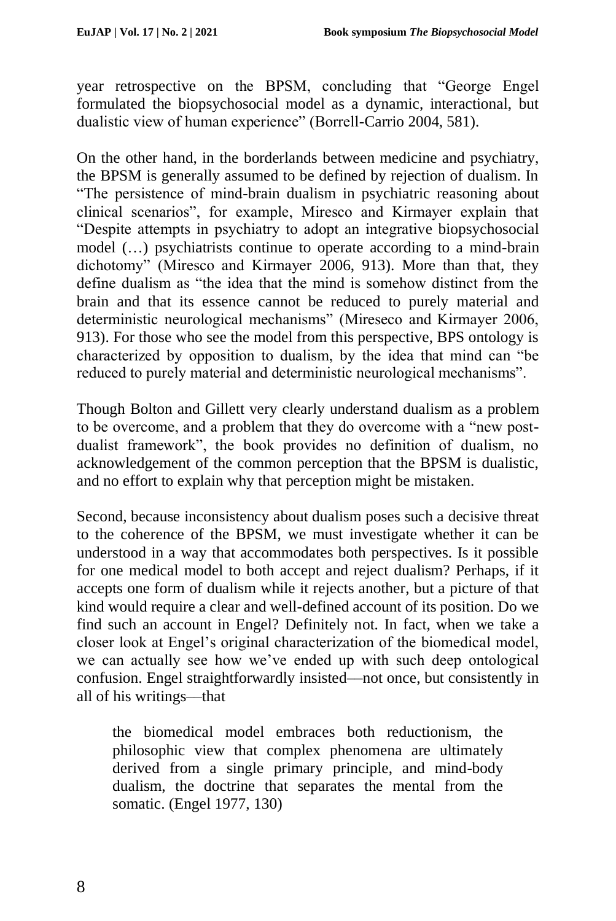year retrospective on the BPSM, concluding that "George Engel formulated the biopsychosocial model as a dynamic, interactional, but dualistic view of human experience" (Borrell-Carrio 2004, 581).

On the other hand, in the borderlands between medicine and psychiatry, the BPSM is generally assumed to be defined by rejection of dualism. In "The persistence of mind-brain dualism in psychiatric reasoning about clinical scenarios", for example, Miresco and Kirmayer explain that "Despite attempts in psychiatry to adopt an integrative biopsychosocial model (…) psychiatrists continue to operate according to a mind-brain dichotomy" (Miresco and Kirmayer 2006, 913). More than that, they define dualism as "the idea that the mind is somehow distinct from the brain and that its essence cannot be reduced to purely material and deterministic neurological mechanisms" (Mireseco and Kirmayer 2006, 913). For those who see the model from this perspective, BPS ontology is characterized by opposition to dualism, by the idea that mind can "be reduced to purely material and deterministic neurological mechanisms".

Though Bolton and Gillett very clearly understand dualism as a problem to be overcome, and a problem that they do overcome with a "new post-dualist framework", the book provides no definition of dualism, no acknowledgement of the common perception that the BPSM is dualistic, and no effort to explain why that perception might be mistaken.

Second, because inconsistency about dualism poses such a decisive threat to the coherence of the BPSM, we must investigate whether it can be understood in a way that accommodates both perspectives. Is it possible for one medical model to both accept and reject dualism? Perhaps, if it accepts one form of dualism while it rejects another, but a picture of that kind would require a clear and well-defined account of its position. Do we find such an account in Engel? Definitely not. In fact, when we take a closer look at Engel's original characterization of the biomedical model, we can actually see how we've ended up with such deep ontological confusion. Engel straightforwardly insisted—not once, but consistently in all of his writings—that

> the biomedical model embraces both reductionism, the philosophic view that complex phenomena are ultimately derived from a single primary principle, and mind-body dualism, the doctrine that separates the mental from the somatic. (Engel 1977, 130)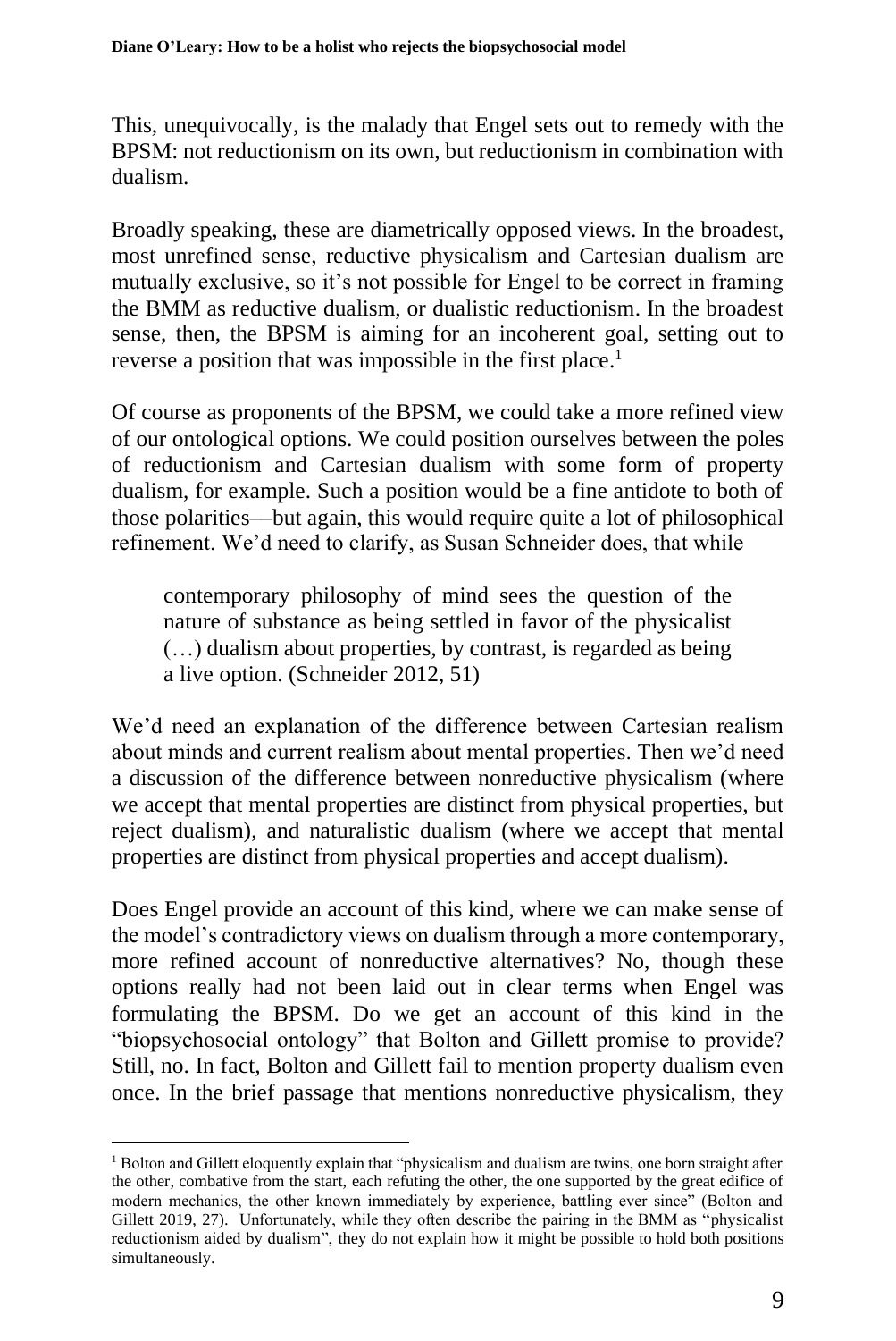This, unequivocally, is the malady that Engel sets out to remedy with the BPSM: not reductionism on its own, but reductionism in combination with dualism.

Broadly speaking, these are diametrically opposed views. In the broadest, most unrefined sense, reductive physicalism and Cartesian dualism are mutually exclusive, so it's not possible for Engel to be correct in framing the BMM as reductive dualism, or dualistic reductionism. In the broadest sense, then, the BPSM is aiming for an incoherent goal, setting out to reverse a position that was impossible in the first place.[1]

Of course as proponents of the BPSM, we could take a more refined view of our ontological options. We could position ourselves between the poles of reductionism and Cartesian dualism with some form of property dualism, for example. Such a position would be a fine antidote to both of those polarities—but again, this would require quite a lot of philosophical refinement. We'd need to clarify, as Susan Schneider does, that while

> contemporary philosophy of mind sees the question of the nature of substance as being settled in favor of the physicalist (…) dualism about properties, by contrast, is regarded as being a live option. (Schneider 2012, 51)

We'd need an explanation of the difference between Cartesian realism about minds and current realism about mental properties. Then we'd need a discussion of the difference between nonreductive physicalism (where we accept that mental properties are distinct from physical properties, but reject dualism), and naturalistic dualism (where we accept that mental properties are distinct from physical properties and accept dualism).

Does Engel provide an account of this kind, where we can make sense of the model's contradictory views on dualism through a more contemporary, more refined account of nonreductive alternatives? No, though these options really had not been laid out in clear terms when Engel was formulating the BPSM. Do we get an account of this kind in the "biopsychosocial ontology" that Bolton and Gillett promise to provide? Still, no. In fact, Bolton and Gillett fail to mention property dualism even once. In the brief passage that mentions nonreductive physicalism, they

[1] Bolton and Gillett eloquently explain that "physicalism and dualism are twins, one born straight after the other, combative from the start, each refuting the other, the one supported by the great edifice of modern mechanics, the other known immediately by experience, battling ever since" (Bolton and Gillett 2019, 27). Unfortunately, while they often describe the pairing in the BMM as "physicalist reductionism aided by dualism", they do not explain how it might be possible to hold both positions simultaneously.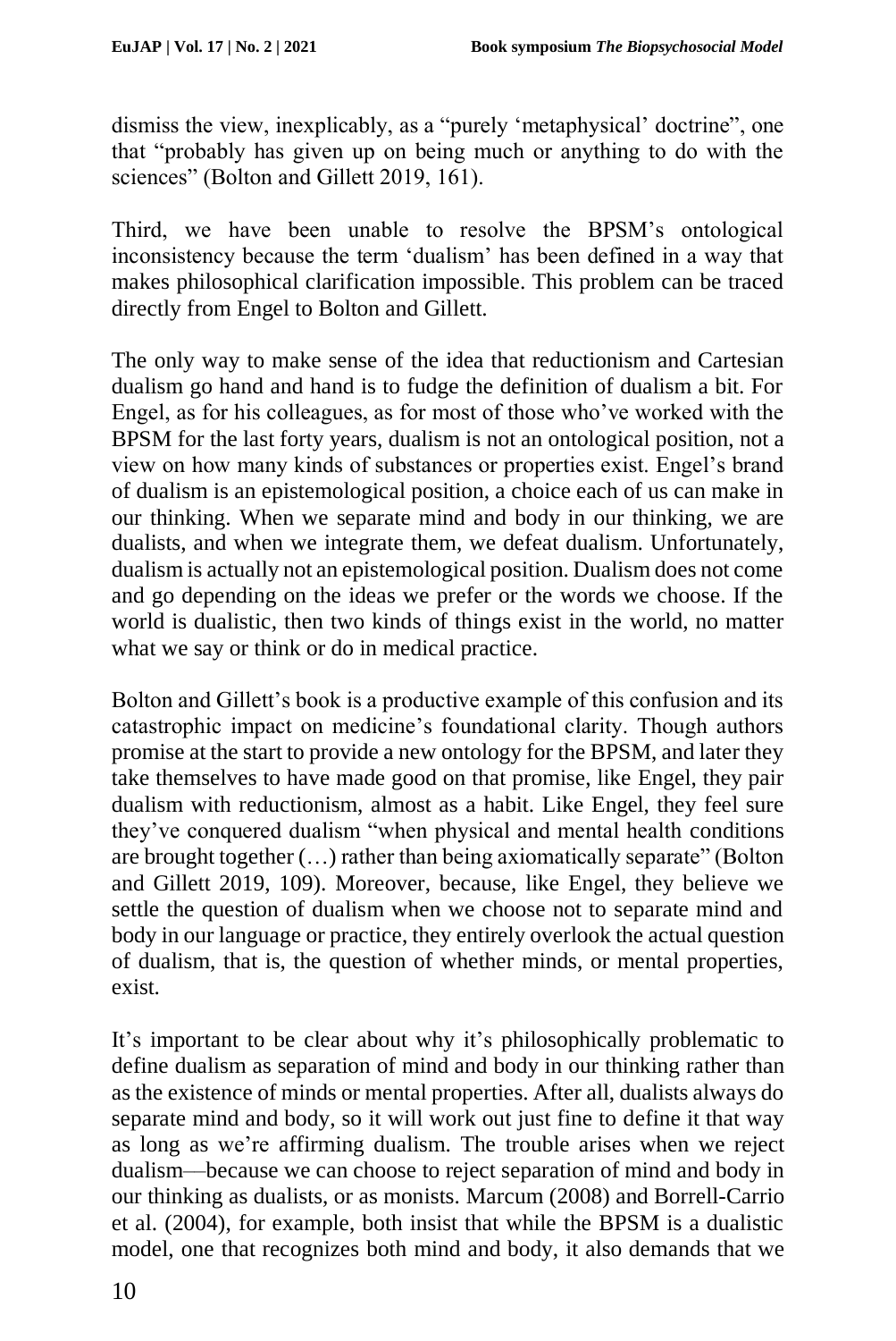dismiss the view, inexplicably, as a "purely 'metaphysical' doctrine", one that "probably has given up on being much or anything to do with the sciences" (Bolton and Gillett 2019, 161).

Third, we have been unable to resolve the BPSM's ontological inconsistency because the term 'dualism' has been defined in a way that makes philosophical clarification impossible. This problem can be traced directly from Engel to Bolton and Gillett.

The only way to make sense of the idea that reductionism and Cartesian dualism go hand and hand is to fudge the definition of dualism a bit. For Engel, as for his colleagues, as for most of those who've worked with the BPSM for the last forty years, dualism is not an ontological position, not a view on how many kinds of substances or properties exist. Engel's brand of dualism is an epistemological position, a choice each of us can make in our thinking. When we separate mind and body in our thinking, we are dualists, and when we integrate them, we defeat dualism. Unfortunately, dualism is actually not an epistemological position. Dualism does not come and go depending on the ideas we prefer or the words we choose. If the world is dualistic, then two kinds of things exist in the world, no matter what we say or think or do in medical practice.

Bolton and Gillett's book is a productive example of this confusion and its catastrophic impact on medicine's foundational clarity. Though authors promise at the start to provide a new ontology for the BPSM, and later they take themselves to have made good on that promise, like Engel, they pair dualism with reductionism, almost as a habit. Like Engel, they feel sure they've conquered dualism "when physical and mental health conditions are brought together (…) rather than being axiomatically separate" (Bolton and Gillett 2019, 109). Moreover, because, like Engel, they believe we settle the question of dualism when we choose not to separate mind and body in our language or practice, they entirely overlook the actual question of dualism, that is, the question of whether minds, or mental properties, exist.

It's important to be clear about why it's philosophically problematic to define dualism as separation of mind and body in our thinking rather than as the existence of minds or mental properties. After all, dualists always do separate mind and body, so it will work out just fine to define it that way as long as we're affirming dualism. The trouble arises when we reject dualism—because we can choose to reject separation of mind and body in our thinking as dualists, or as monists. Marcum (2008) and Borrell-Carrio et al. (2004), for example, both insist that while the BPSM is a dualistic model, one that recognizes both mind and body, it also demands that we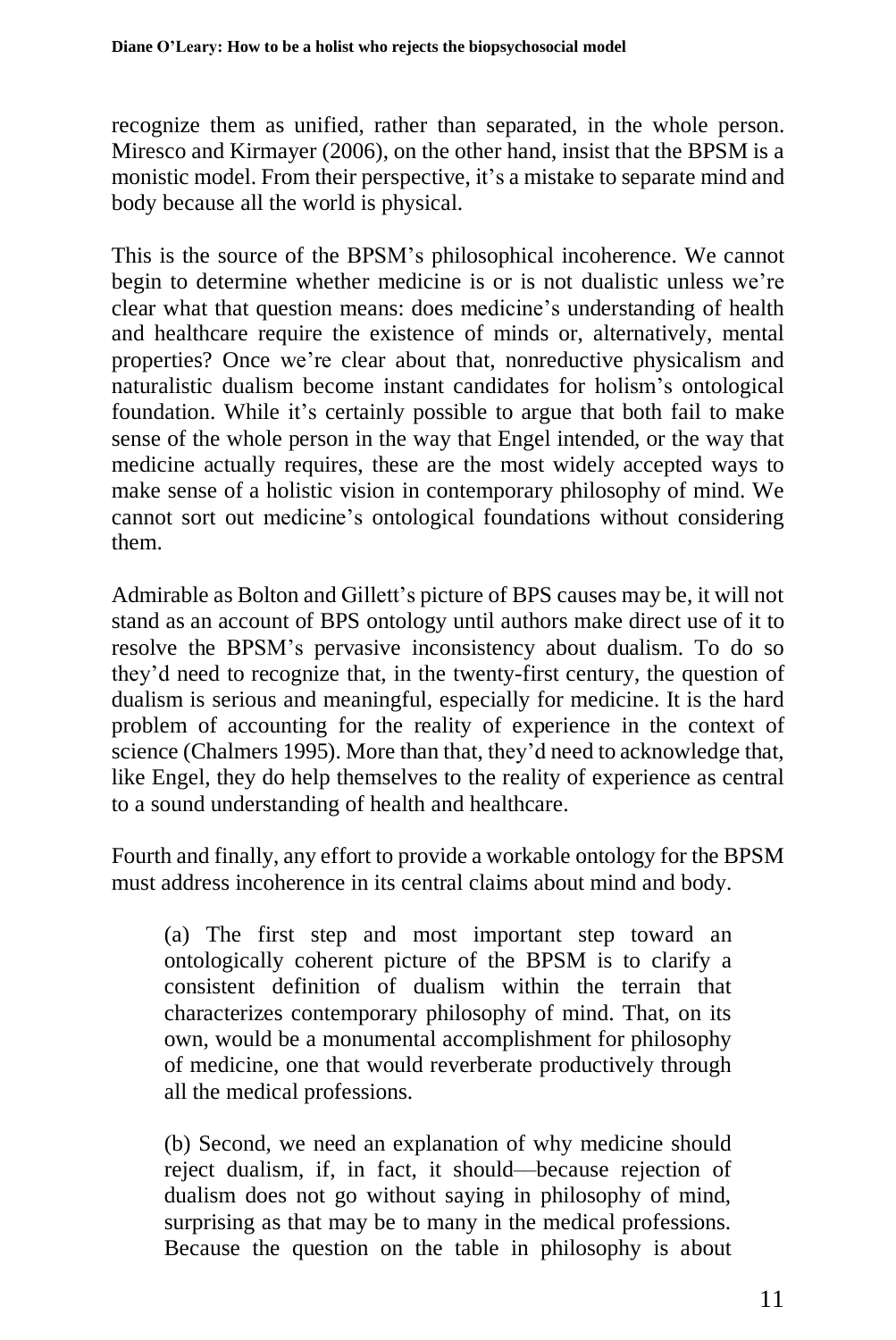recognize them as unified, rather than separated, in the whole person. Miresco and Kirmayer (2006), on the other hand, insist that the BPSM is a monistic model. From their perspective, it's a mistake to separate mind and body because all the world is physical.

This is the source of the BPSM's philosophical incoherence. We cannot begin to determine whether medicine is or is not dualistic unless we're clear what that question means: does medicine's understanding of health and healthcare require the existence of minds or, alternatively, mental properties? Once we're clear about that, nonreductive physicalism and naturalistic dualism become instant candidates for holism's ontological foundation. While it's certainly possible to argue that both fail to make sense of the whole person in the way that Engel intended, or the way that medicine actually requires, these are the most widely accepted ways to make sense of a holistic vision in contemporary philosophy of mind. We cannot sort out medicine's ontological foundations without considering them.

Admirable as Bolton and Gillett's picture of BPS causes may be, it will not stand as an account of BPS ontology until authors make direct use of it to resolve the BPSM's pervasive inconsistency about dualism. To do so they'd need to recognize that, in the twenty-first century, the question of dualism is serious and meaningful, especially for medicine. It is the hard problem of accounting for the reality of experience in the context of science (Chalmers 1995). More than that, they'd need to acknowledge that, like Engel, they do help themselves to the reality of experience as central to a sound understanding of health and healthcare.

Fourth and finally, any effort to provide a workable ontology for the BPSM must address incoherence in its central claims about mind and body.

> (a) The first step and most important step toward an ontologically coherent picture of the BPSM is to clarify a consistent definition of dualism within the terrain that characterizes contemporary philosophy of mind. That, on its own, would be a monumental accomplishment for philosophy of medicine, one that would reverberate productively through all the medical professions.
>
> (b) Second, we need an explanation of why medicine should reject dualism, if, in fact, it should—because rejection of dualism does not go without saying in philosophy of mind, surprising as that may be to many in the medical professions. Because the question on the table in philosophy is about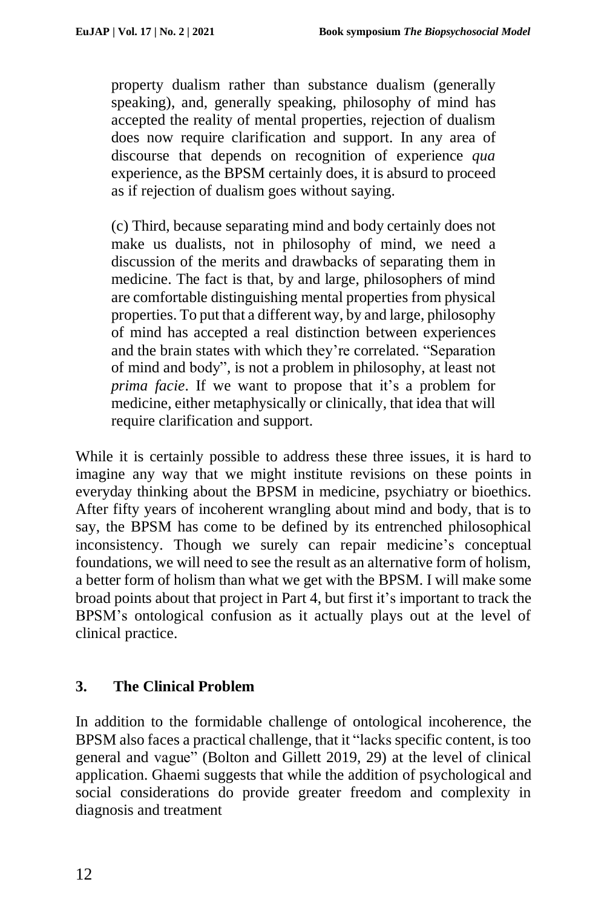> property dualism rather than substance dualism (generally speaking), and, generally speaking, philosophy of mind has accepted the reality of mental properties, rejection of dualism does now require clarification and support. In any area of discourse that depends on recognition of experience *qua* experience, as the BPSM certainly does, it is absurd to proceed as if rejection of dualism goes without saying.
>
> (c) Third, because separating mind and body certainly does not make us dualists, not in philosophy of mind, we need a discussion of the merits and drawbacks of separating them in medicine. The fact is that, by and large, philosophers of mind are comfortable distinguishing mental properties from physical properties. To put that a different way, by and large, philosophy of mind has accepted a real distinction between experiences and the brain states with which they're correlated. "Separation of mind and body", is not a problem in philosophy, at least not *prima facie*. If we want to propose that it's a problem for medicine, either metaphysically or clinically, that idea that will require clarification and support.

While it is certainly possible to address these three issues, it is hard to imagine any way that we might institute revisions on these points in everyday thinking about the BPSM in medicine, psychiatry or bioethics. After fifty years of incoherent wrangling about mind and body, that is to say, the BPSM has come to be defined by its entrenched philosophical inconsistency. Though we surely can repair medicine's conceptual foundations, we will need to see the result as an alternative form of holism, a better form of holism than what we get with the BPSM. I will make some broad points about that project in Part 4, but first it's important to track the BPSM's ontological confusion as it actually plays out at the level of clinical practice.

## 3. The Clinical Problem

In addition to the formidable challenge of ontological incoherence, the BPSM also faces a practical challenge, that it "lacks specific content, is too general and vague" (Bolton and Gillett 2019, 29) at the level of clinical application. Ghaemi suggests that while the addition of psychological and social considerations do provide greater freedom and complexity in diagnosis and treatment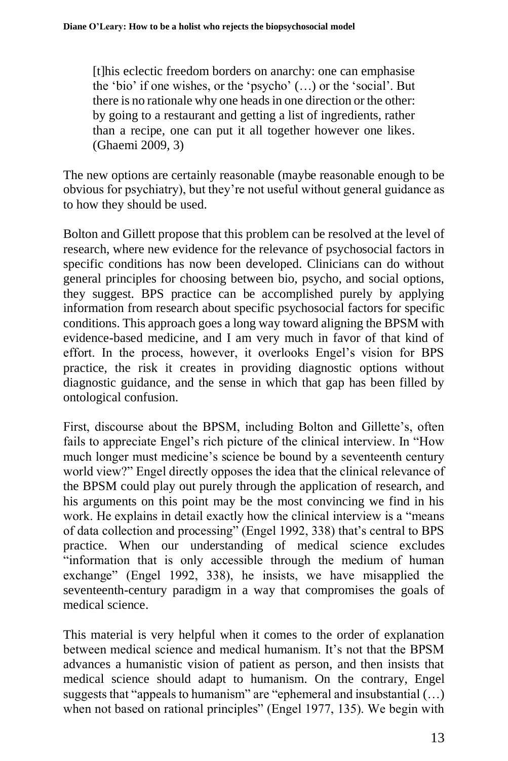> [t]his eclectic freedom borders on anarchy: one can emphasise the 'bio' if one wishes, or the 'psycho' (…) or the 'social'. But there is no rationale why one heads in one direction or the other: by going to a restaurant and getting a list of ingredients, rather than a recipe, one can put it all together however one likes. (Ghaemi 2009, 3)

The new options are certainly reasonable (maybe reasonable enough to be obvious for psychiatry), but they're not useful without general guidance as to how they should be used.

Bolton and Gillett propose that this problem can be resolved at the level of research, where new evidence for the relevance of psychosocial factors in specific conditions has now been developed. Clinicians can do without general principles for choosing between bio, psycho, and social options, they suggest. BPS practice can be accomplished purely by applying information from research about specific psychosocial factors for specific conditions. This approach goes a long way toward aligning the BPSM with evidence-based medicine, and I am very much in favor of that kind of effort. In the process, however, it overlooks Engel's vision for BPS practice, the risk it creates in providing diagnostic options without diagnostic guidance, and the sense in which that gap has been filled by ontological confusion.

First, discourse about the BPSM, including Bolton and Gillette's, often fails to appreciate Engel's rich picture of the clinical interview. In "How much longer must medicine's science be bound by a seventeenth century world view?" Engel directly opposes the idea that the clinical relevance of the BPSM could play out purely through the application of research, and his arguments on this point may be the most convincing we find in his work. He explains in detail exactly how the clinical interview is a "means of data collection and processing" (Engel 1992, 338) that's central to BPS practice. When our understanding of medical science excludes "information that is only accessible through the medium of human exchange" (Engel 1992, 338), he insists, we have misapplied the seventeenth-century paradigm in a way that compromises the goals of medical science.

This material is very helpful when it comes to the order of explanation between medical science and medical humanism. It's not that the BPSM advances a humanistic vision of patient as person, and then insists that medical science should adapt to humanism. On the contrary, Engel suggests that "appeals to humanism" are "ephemeral and insubstantial (…) when not based on rational principles" (Engel 1977, 135). We begin with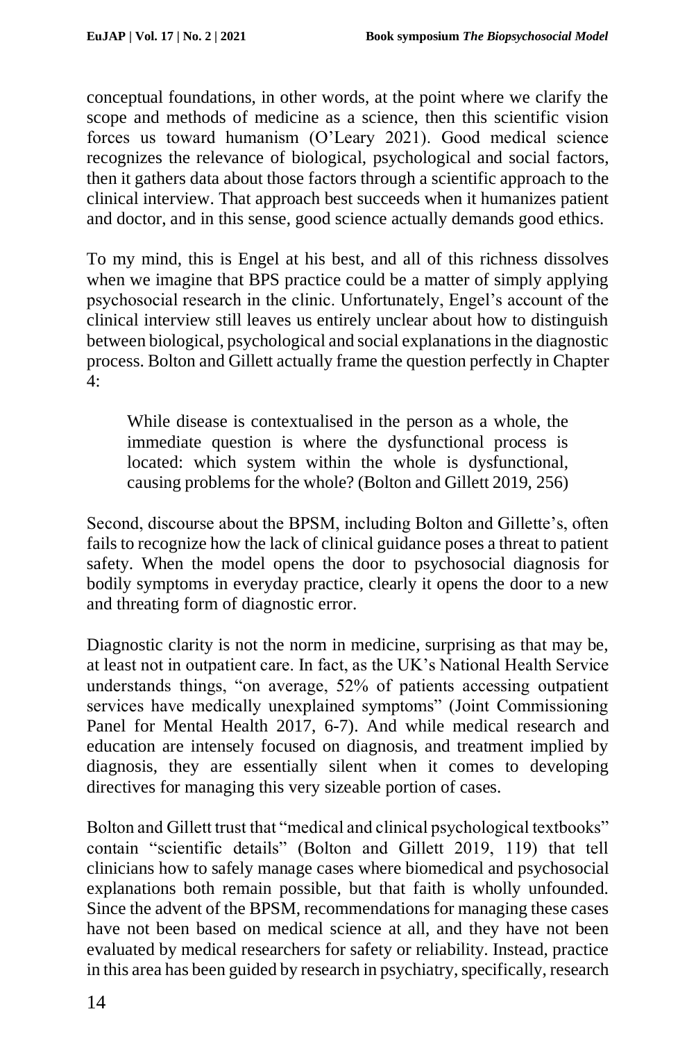conceptual foundations, in other words, at the point where we clarify the scope and methods of medicine as a science, then this scientific vision forces us toward humanism (O'Leary 2021). Good medical science recognizes the relevance of biological, psychological and social factors, then it gathers data about those factors through a scientific approach to the clinical interview. That approach best succeeds when it humanizes patient and doctor, and in this sense, good science actually demands good ethics.

To my mind, this is Engel at his best, and all of this richness dissolves when we imagine that BPS practice could be a matter of simply applying psychosocial research in the clinic. Unfortunately, Engel's account of the clinical interview still leaves us entirely unclear about how to distinguish between biological, psychological and social explanations in the diagnostic process. Bolton and Gillett actually frame the question perfectly in Chapter 4:

> While disease is contextualised in the person as a whole, the immediate question is where the dysfunctional process is located: which system within the whole is dysfunctional, causing problems for the whole? (Bolton and Gillett 2019, 256)

Second, discourse about the BPSM, including Bolton and Gillette's, often fails to recognize how the lack of clinical guidance poses a threat to patient safety. When the model opens the door to psychosocial diagnosis for bodily symptoms in everyday practice, clearly it opens the door to a new and threating form of diagnostic error.

Diagnostic clarity is not the norm in medicine, surprising as that may be, at least not in outpatient care. In fact, as the UK's National Health Service understands things, "on average, 52% of patients accessing outpatient services have medically unexplained symptoms" (Joint Commissioning Panel for Mental Health 2017, 6-7). And while medical research and education are intensely focused on diagnosis, and treatment implied by diagnosis, they are essentially silent when it comes to developing directives for managing this very sizeable portion of cases.

Bolton and Gillett trust that "medical and clinical psychological textbooks" contain "scientific details" (Bolton and Gillett 2019, 119) that tell clinicians how to safely manage cases where biomedical and psychosocial explanations both remain possible, but that faith is wholly unfounded. Since the advent of the BPSM, recommendations for managing these cases have not been based on medical science at all, and they have not been evaluated by medical researchers for safety or reliability. Instead, practice in this area has been guided by research in psychiatry, specifically, research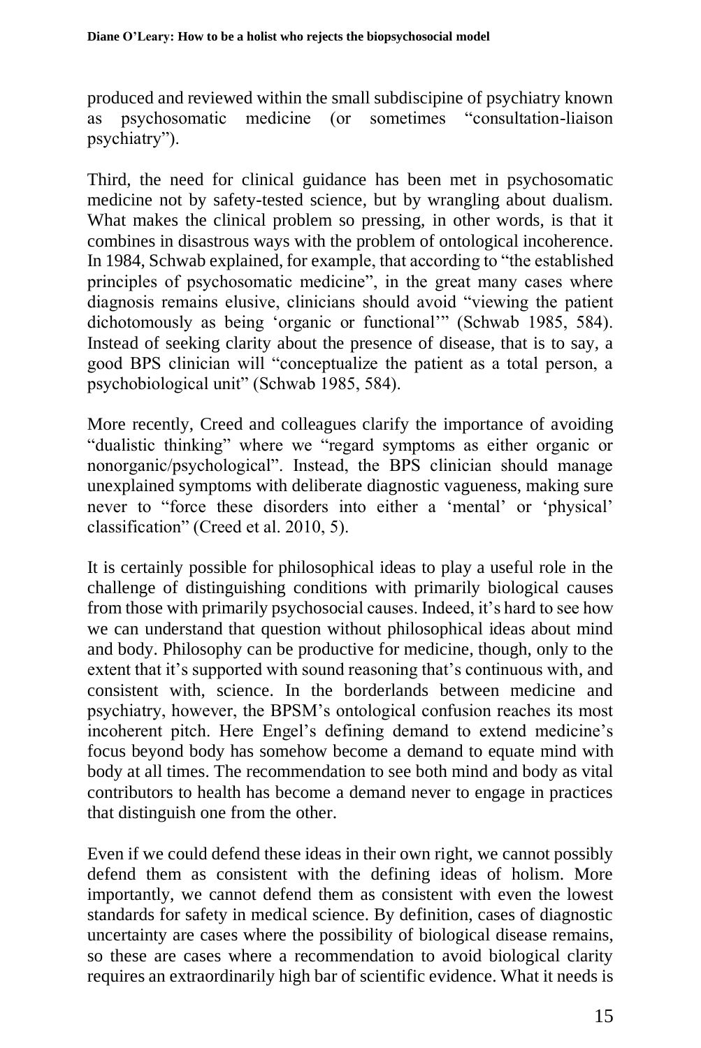produced and reviewed within the small subdiscipine of psychiatry known as psychosomatic medicine (or sometimes "consultation-liaison psychiatry").

Third, the need for clinical guidance has been met in psychosomatic medicine not by safety-tested science, but by wrangling about dualism. What makes the clinical problem so pressing, in other words, is that it combines in disastrous ways with the problem of ontological incoherence. In 1984, Schwab explained, for example, that according to "the established principles of psychosomatic medicine", in the great many cases where diagnosis remains elusive, clinicians should avoid "viewing the patient dichotomously as being 'organic or functional'" (Schwab 1985, 584). Instead of seeking clarity about the presence of disease, that is to say, a good BPS clinician will "conceptualize the patient as a total person, a psychobiological unit" (Schwab 1985, 584).

More recently, Creed and colleagues clarify the importance of avoiding "dualistic thinking" where we "regard symptoms as either organic or nonorganic/psychological". Instead, the BPS clinician should manage unexplained symptoms with deliberate diagnostic vagueness, making sure never to "force these disorders into either a 'mental' or 'physical' classification" (Creed et al. 2010, 5).

It is certainly possible for philosophical ideas to play a useful role in the challenge of distinguishing conditions with primarily biological causes from those with primarily psychosocial causes. Indeed, it's hard to see how we can understand that question without philosophical ideas about mind and body. Philosophy can be productive for medicine, though, only to the extent that it's supported with sound reasoning that's continuous with, and consistent with, science. In the borderlands between medicine and psychiatry, however, the BPSM's ontological confusion reaches its most incoherent pitch. Here Engel's defining demand to extend medicine's focus beyond body has somehow become a demand to equate mind with body at all times. The recommendation to see both mind and body as vital contributors to health has become a demand never to engage in practices that distinguish one from the other.

Even if we could defend these ideas in their own right, we cannot possibly defend them as consistent with the defining ideas of holism. More importantly, we cannot defend them as consistent with even the lowest standards for safety in medical science. By definition, cases of diagnostic uncertainty are cases where the possibility of biological disease remains, so these are cases where a recommendation to avoid biological clarity requires an extraordinarily high bar of scientific evidence. What it needs is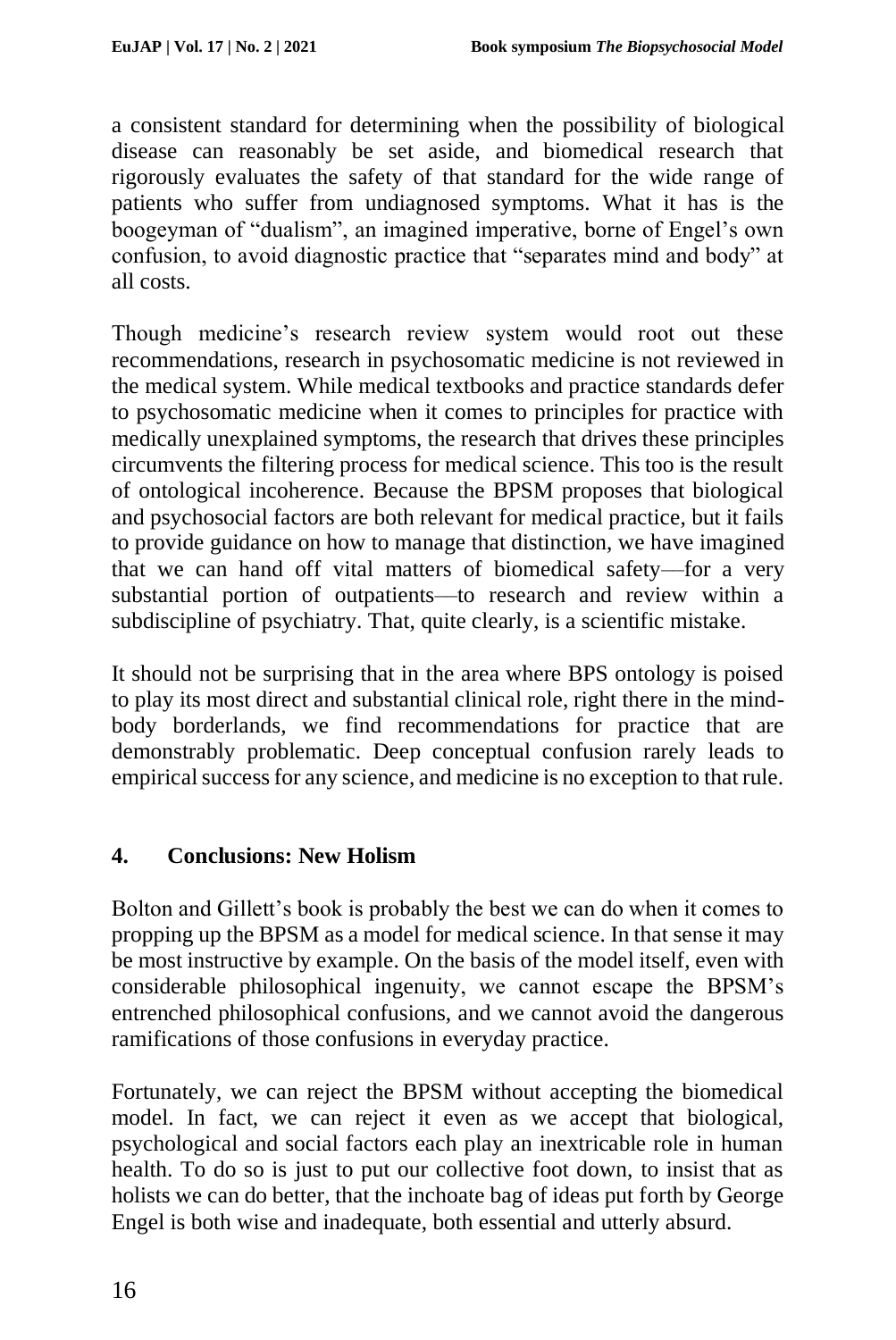a consistent standard for determining when the possibility of biological disease can reasonably be set aside, and biomedical research that rigorously evaluates the safety of that standard for the wide range of patients who suffer from undiagnosed symptoms. What it has is the boogeyman of "dualism", an imagined imperative, borne of Engel's own confusion, to avoid diagnostic practice that "separates mind and body" at all costs.

Though medicine's research review system would root out these recommendations, research in psychosomatic medicine is not reviewed in the medical system. While medical textbooks and practice standards defer to psychosomatic medicine when it comes to principles for practice with medically unexplained symptoms, the research that drives these principles circumvents the filtering process for medical science. This too is the result of ontological incoherence. Because the BPSM proposes that biological and psychosocial factors are both relevant for medical practice, but it fails to provide guidance on how to manage that distinction, we have imagined that we can hand off vital matters of biomedical safety—for a very substantial portion of outpatients—to research and review within a subdiscipline of psychiatry. That, quite clearly, is a scientific mistake.

It should not be surprising that in the area where BPS ontology is poised to play its most direct and substantial clinical role, right there in the mind-body borderlands, we find recommendations for practice that are demonstrably problematic. Deep conceptual confusion rarely leads to empirical success for any science, and medicine is no exception to that rule.

## 4. Conclusions: New Holism

Bolton and Gillett's book is probably the best we can do when it comes to propping up the BPSM as a model for medical science. In that sense it may be most instructive by example. On the basis of the model itself, even with considerable philosophical ingenuity, we cannot escape the BPSM's entrenched philosophical confusions, and we cannot avoid the dangerous ramifications of those confusions in everyday practice.

Fortunately, we can reject the BPSM without accepting the biomedical model. In fact, we can reject it even as we accept that biological, psychological and social factors each play an inextricable role in human health. To do so is just to put our collective foot down, to insist that as holists we can do better, that the inchoate bag of ideas put forth by George Engel is both wise and inadequate, both essential and utterly absurd.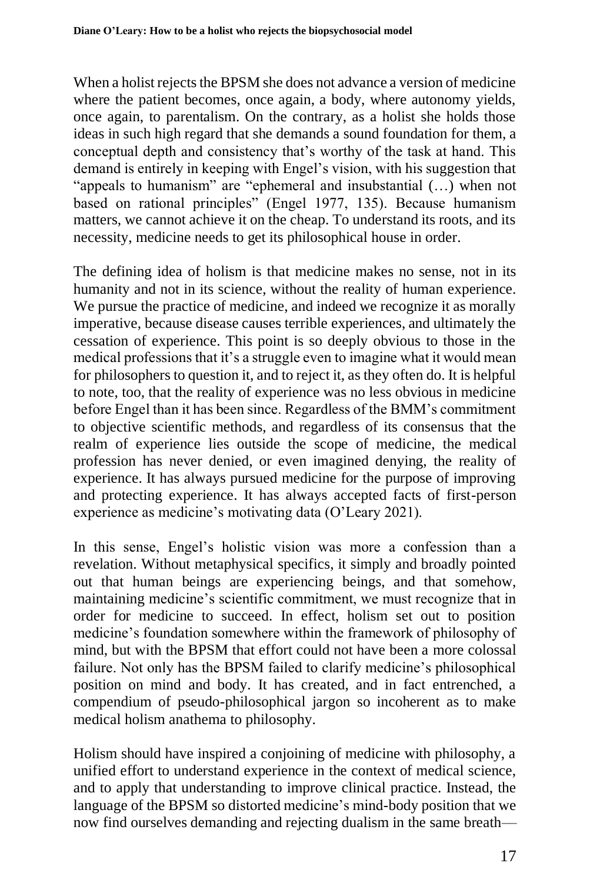When a holist rejects the BPSM she does not advance a version of medicine where the patient becomes, once again, a body, where autonomy yields, once again, to parentalism. On the contrary, as a holist she holds those ideas in such high regard that she demands a sound foundation for them, a conceptual depth and consistency that's worthy of the task at hand. This demand is entirely in keeping with Engel's vision, with his suggestion that "appeals to humanism" are "ephemeral and insubstantial (…) when not based on rational principles" (Engel 1977, 135). Because humanism matters, we cannot achieve it on the cheap. To understand its roots, and its necessity, medicine needs to get its philosophical house in order.

The defining idea of holism is that medicine makes no sense, not in its humanity and not in its science, without the reality of human experience. We pursue the practice of medicine, and indeed we recognize it as morally imperative, because disease causes terrible experiences, and ultimately the cessation of experience. This point is so deeply obvious to those in the medical professions that it's a struggle even to imagine what it would mean for philosophers to question it, and to reject it, as they often do. It is helpful to note, too, that the reality of experience was no less obvious in medicine before Engel than it has been since. Regardless of the BMM's commitment to objective scientific methods, and regardless of its consensus that the realm of experience lies outside the scope of medicine, the medical profession has never denied, or even imagined denying, the reality of experience. It has always pursued medicine for the purpose of improving and protecting experience. It has always accepted facts of first-person experience as medicine's motivating data (O'Leary 2021).

In this sense, Engel's holistic vision was more a confession than a revelation. Without metaphysical specifics, it simply and broadly pointed out that human beings are experiencing beings, and that somehow, maintaining medicine's scientific commitment, we must recognize that in order for medicine to succeed. In effect, holism set out to position medicine's foundation somewhere within the framework of philosophy of mind, but with the BPSM that effort could not have been a more colossal failure. Not only has the BPSM failed to clarify medicine's philosophical position on mind and body. It has created, and in fact entrenched, a compendium of pseudo-philosophical jargon so incoherent as to make medical holism anathema to philosophy.

Holism should have inspired a conjoining of medicine with philosophy, a unified effort to understand experience in the context of medical science, and to apply that understanding to improve clinical practice. Instead, the language of the BPSM so distorted medicine's mind-body position that we now find ourselves demanding and rejecting dualism in the same breath—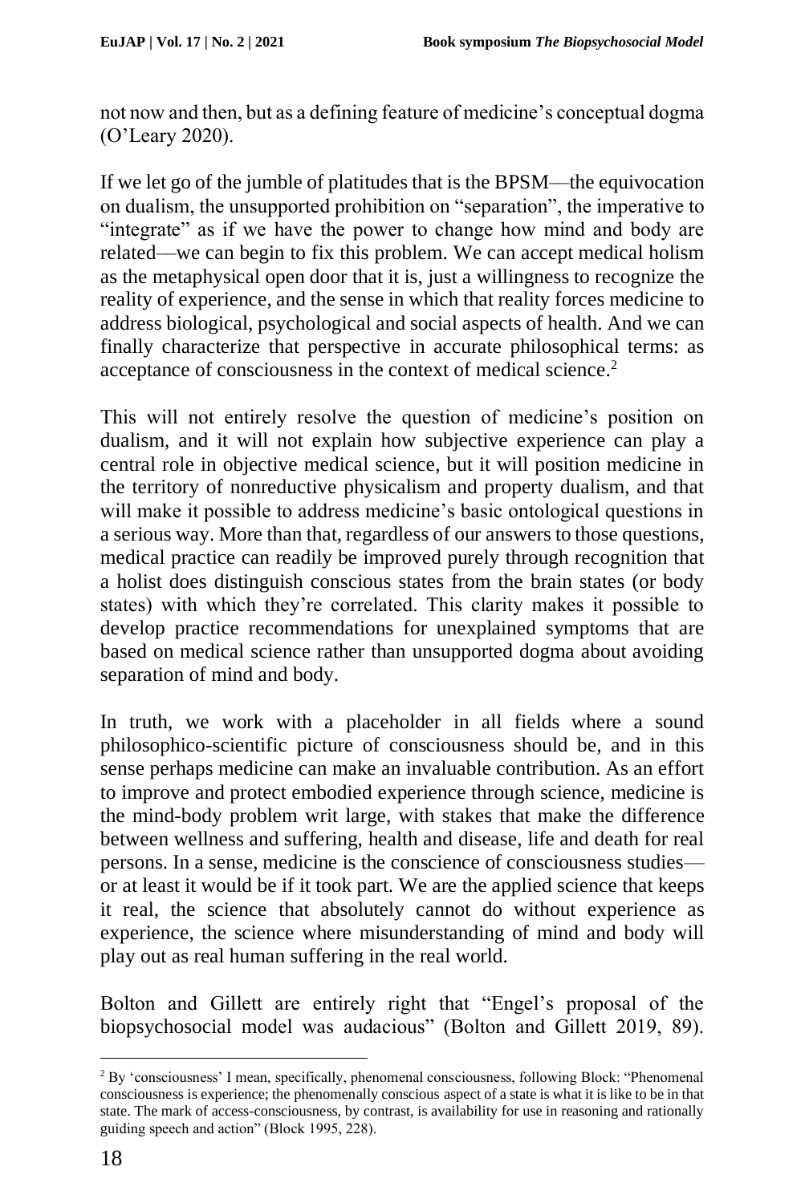not now and then, but as a defining feature of medicine's conceptual dogma (O'Leary 2020).

If we let go of the jumble of platitudes that is the BPSM—the equivocation on dualism, the unsupported prohibition on "separation", the imperative to "integrate" as if we have the power to change how mind and body are related—we can begin to fix this problem. We can accept medical holism as the metaphysical open door that it is, just a willingness to recognize the reality of experience, and the sense in which that reality forces medicine to address biological, psychological and social aspects of health. And we can finally characterize that perspective in accurate philosophical terms: as acceptance of consciousness in the context of medical science.[2]

This will not entirely resolve the question of medicine's position on dualism, and it will not explain how subjective experience can play a central role in objective medical science, but it will position medicine in the territory of nonreductive physicalism and property dualism, and that will make it possible to address medicine's basic ontological questions in a serious way. More than that, regardless of our answers to those questions, medical practice can readily be improved purely through recognition that a holist does distinguish conscious states from the brain states (or body states) with which they're correlated. This clarity makes it possible to develop practice recommendations for unexplained symptoms that are based on medical science rather than unsupported dogma about avoiding separation of mind and body.

In truth, we work with a placeholder in all fields where a sound philosophico-scientific picture of consciousness should be, and in this sense perhaps medicine can make an invaluable contribution. As an effort to improve and protect embodied experience through science, medicine is the mind-body problem writ large, with stakes that make the difference between wellness and suffering, health and disease, life and death for real persons. In a sense, medicine is the conscience of consciousness studies—or at least it would be if it took part. We are the applied science that keeps it real, the science that absolutely cannot do without experience as experience, the science where misunderstanding of mind and body will play out as real human suffering in the real world.

Bolton and Gillett are entirely right that "Engel's proposal of the biopsychosocial model was audacious" (Bolton and Gillett 2019, 89).

---

[2] By 'consciousness' I mean, specifically, phenomenal consciousness, following Block: "Phenomenal consciousness is experience; the phenomenally conscious aspect of a state is what it is like to be in that state. The mark of access-consciousness, by contrast, is availability for use in reasoning and rationally guiding speech and action" (Block 1995, 228).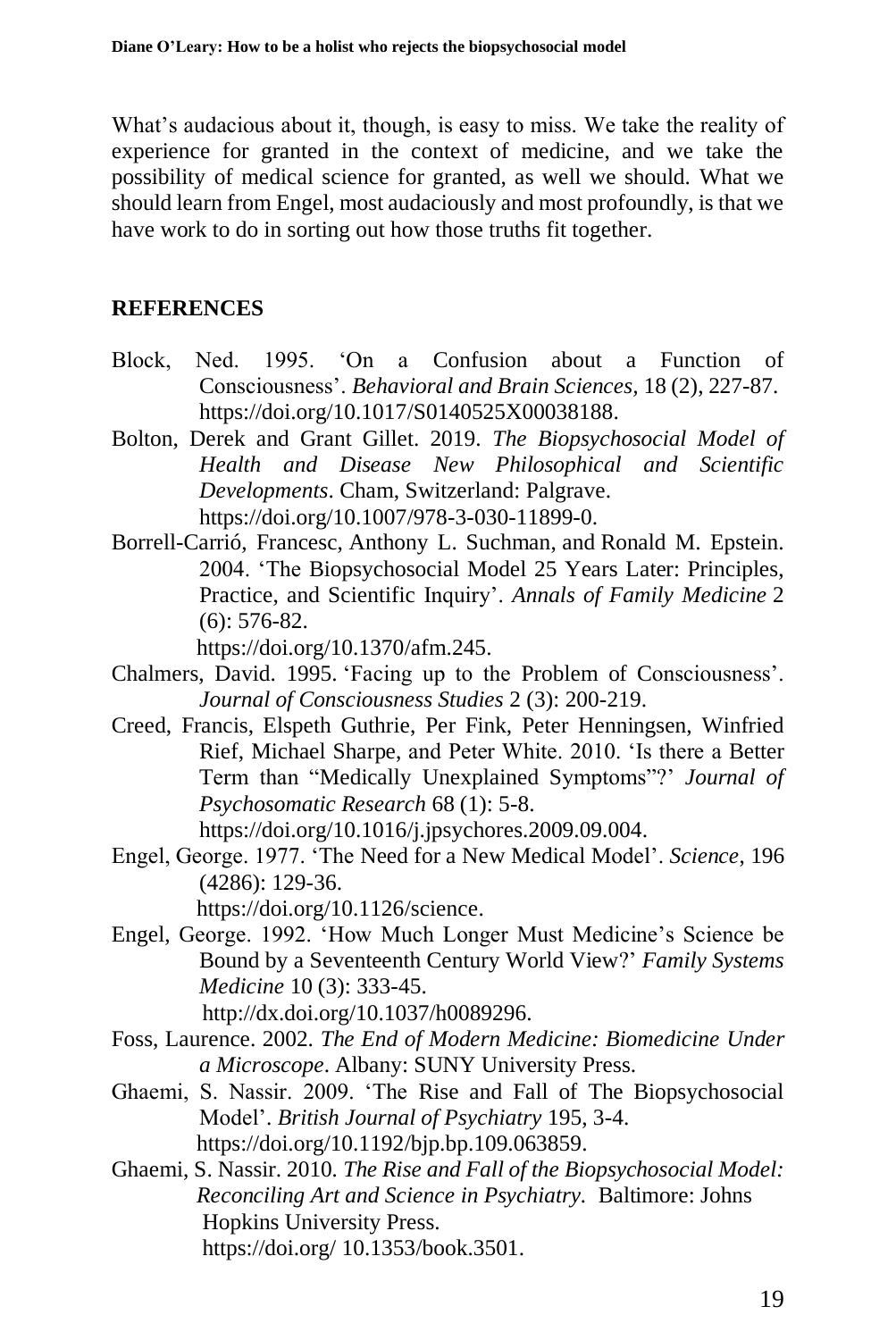What's audacious about it, though, is easy to miss. We take the reality of experience for granted in the context of medicine, and we take the possibility of medical science for granted, as well we should. What we should learn from Engel, most audaciously and most profoundly, is that we have work to do in sorting out how those truths fit together.

## REFERENCES

Block, Ned. 1995. 'On a Confusion about a Function of Consciousness'. *Behavioral and Brain Sciences,* 18 (2), 227-87. https://doi.org/10.1017/S0140525X00038188.

Bolton, Derek and Grant Gillet. 2019. *The Biopsychosocial Model of Health and Disease New Philosophical and Scientific Developments*. Cham, Switzerland: Palgrave. https://doi.org/10.1007/978-3-030-11899-0.

Borrell-Carrió, Francesc, Anthony L. Suchman, and Ronald M. Epstein. 2004. 'The Biopsychosocial Model 25 Years Later: Principles, Practice, and Scientific Inquiry'. *Annals of Family Medicine* 2 (6): 576-82. https://doi.org/10.1370/afm.245.

Chalmers, David. 1995. 'Facing up to the Problem of Consciousness'. *Journal of Consciousness Studies* 2 (3): 200-219.

Creed, Francis, Elspeth Guthrie, Per Fink, Peter Henningsen, Winfried Rief, Michael Sharpe, and Peter White. 2010. 'Is there a Better Term than "Medically Unexplained Symptoms"?' *Journal of Psychosomatic Research* 68 (1): 5-8. https://doi.org/10.1016/j.jpsychores.2009.09.004.

Engel, George. 1977. 'The Need for a New Medical Model'. *Science*, 196 (4286): 129-36. https://doi.org/10.1126/science.

Engel, George. 1992. 'How Much Longer Must Medicine's Science be Bound by a Seventeenth Century World View?' *Family Systems Medicine* 10 (3): 333-45. http://dx.doi.org/10.1037/h0089296.

Foss, Laurence. 2002. *The End of Modern Medicine: Biomedicine Under a Microscope*. Albany: SUNY University Press.

Ghaemi, S. Nassir. 2009. 'The Rise and Fall of The Biopsychosocial Model'. *British Journal of Psychiatry* 195, 3-4. https://doi.org/10.1192/bjp.bp.109.063859.

Ghaemi, S. Nassir. 2010. *The Rise and Fall of the Biopsychosocial Model: Reconciling Art and Science in Psychiatry.* Baltimore: Johns Hopkins University Press. https://doi.org/ 10.1353/book.3501.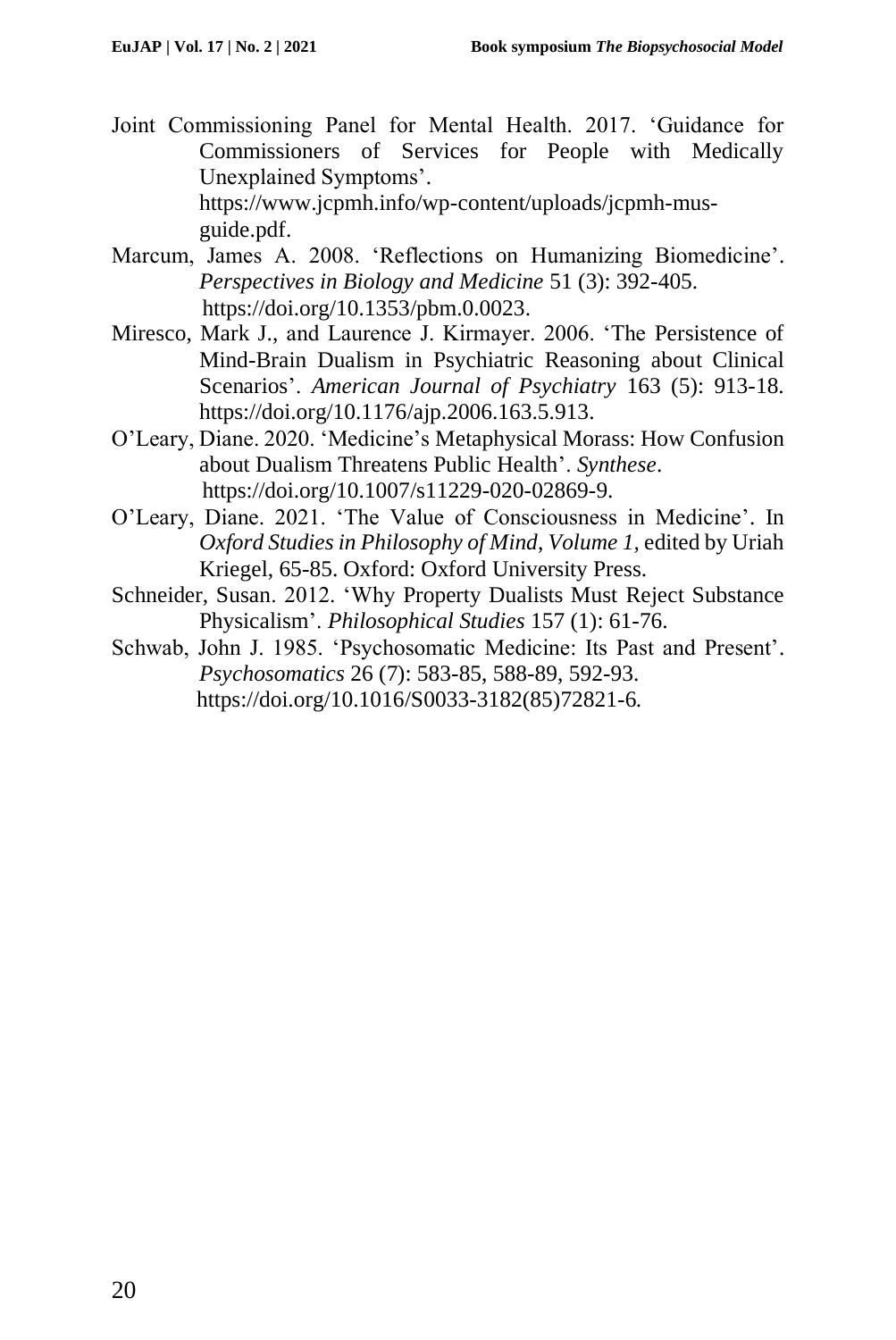Joint Commissioning Panel for Mental Health. 2017. 'Guidance for Commissioners of Services for People with Medically Unexplained Symptoms'. https://www.jcpmh.info/wp-content/uploads/jcpmh-mus-guide.pdf.

Marcum, James A. 2008. 'Reflections on Humanizing Biomedicine'. *Perspectives in Biology and Medicine* 51 (3): 392-405. https://doi.org/10.1353/pbm.0.0023.

Miresco, Mark J., and Laurence J. Kirmayer. 2006. 'The Persistence of Mind-Brain Dualism in Psychiatric Reasoning about Clinical Scenarios'. *American Journal of Psychiatry* 163 (5): 913-18. https://doi.org/10.1176/ajp.2006.163.5.913.

O'Leary, Diane. 2020. 'Medicine's Metaphysical Morass: How Confusion about Dualism Threatens Public Health'. *Synthese*. https://doi.org/10.1007/s11229-020-02869-9.

O'Leary, Diane. 2021. 'The Value of Consciousness in Medicine'. In *Oxford Studies in Philosophy of Mind, Volume 1*, edited by Uriah Kriegel, 65-85. Oxford: Oxford University Press.

Schneider, Susan. 2012. 'Why Property Dualists Must Reject Substance Physicalism'. *Philosophical Studies* 157 (1): 61-76.

Schwab, John J. 1985. 'Psychosomatic Medicine: Its Past and Present'. *Psychosomatics* 26 (7): 583-85, 588-89, 592-93. https://doi.org/10.1016/S0033-3182(85)72821-6.